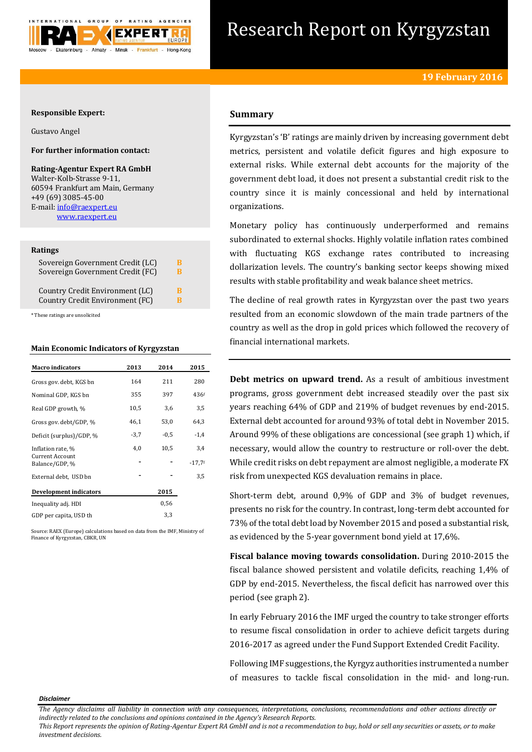# Research Report on Kyrgyzstan

**19 February 2016**

**Responsible Expert:**

Gustavo Angel

**For further information contact:**

**Rating-Agentur Expert RA GmbH**
Walter-Kolb-Strasse 9-11,
60594 Frankfurt am Main, Germany
+49 (69) 3085-45-00
E-mail: info@raexpert.eu
www.raexpert.eu

**Ratings**

| | |
|---|---|
| Sovereign Government Credit (LC) | B |
| Sovereign Government Credit (FC) | B |
| Country Credit Environment (LC) | B |
| Country Credit Environment (FC) | B |

*These ratings are unsolicited

**Main Economic Indicators of Kyrgyzstan**

| Macro indicators | 2013 | 2014 | 2015 |
|---|---|---|---|
| Gross gov. debt, KGS bn | 164 | 211 | 280 |
| Nominal GDP, KGS bn | 355 | 397 | 436f |
| Real GDP growth, % | 10,5 | 3,6 | 3,5 |
| Gross gov. debt/GDP, % | 46,1 | 53,0 | 64,3 |
| Deficit (surplus)/GDP, % | -3,7 | -0,5 | -1,4 |
| Inflation rate, % | 4,0 | 10,5 | 3,4 |
| Current Account Balance/GDP, % | - | - | -17,7f |
| External debt, USD bn | - | - | 3,5 |

| Development indicators | 2015 |
|---|---|
| Inequality adj. HDI | 0,56 |
| GDP per capita, USD th | 3,3 |

Source: RAEX (Europe) calculations based on data from the IMF, Ministry of Finance of Kyrgyzstan, CBKR, UN

## Summary

Kyrgyzstan's 'B' ratings are mainly driven by increasing government debt metrics, persistent and volatile deficit figures and high exposure to external risks. While external debt accounts for the majority of the government debt load, it does not present a substantial credit risk to the country since it is mainly concessional and held by international organizations.

Monetary policy has continuously underperformed and remains subordinated to external shocks. Highly volatile inflation rates combined with fluctuating KGS exchange rates contributed to increasing dollarization levels. The country's banking sector keeps showing mixed results with stable profitability and weak balance sheet metrics.

The decline of real growth rates in Kyrgyzstan over the past two years resulted from an economic slowdown of the main trade partners of the country as well as the drop in gold prices which followed the recovery of financial international markets.

**Debt metrics on upward trend.** As a result of ambitious investment programs, gross government debt increased steadily over the past six years reaching 64% of GDP and 219% of budget revenues by end-2015. External debt accounted for around 93% of total debt in November 2015. Around 99% of these obligations are concessional (see graph 1) which, if necessary, would allow the country to restructure or roll-over the debt. While credit risks on debt repayment are almost negligible, a moderate FX risk from unexpected KGS devaluation remains in place.

Short-term debt, around 0,9% of GDP and 3% of budget revenues, presents no risk for the country. In contrast, long-term debt accounted for 73% of the total debt load by November 2015 and posed a substantial risk, as evidenced by the 5-year government bond yield at 17,6%.

**Fiscal balance moving towards consolidation.** During 2010-2015 the fiscal balance showed persistent and volatile deficits, reaching 1,4% of GDP by end-2015. Nevertheless, the fiscal deficit has narrowed over this period (see graph 2).

In early February 2016 the IMF urged the country to take stronger efforts to resume fiscal consolidation in order to achieve deficit targets during 2016-2017 as agreed under the Fund Support Extended Credit Facility.

Following IMF suggestions, the Kyrgyz authorities instrumented a number of measures to tackle fiscal consolidation in the mid- and long-run.

*Disclaimer*

*The Agency disclaims all liability in connection with any consequences, interpretations, conclusions, recommendations and other actions directly or indirectly related to the conclusions and opinions contained in the Agency's Research Reports.*
*This Report represents the opinion of Rating-Agentur Expert RA GmbH and is not a recommendation to buy, hold or sell any securities or assets, or to make investment decisions.*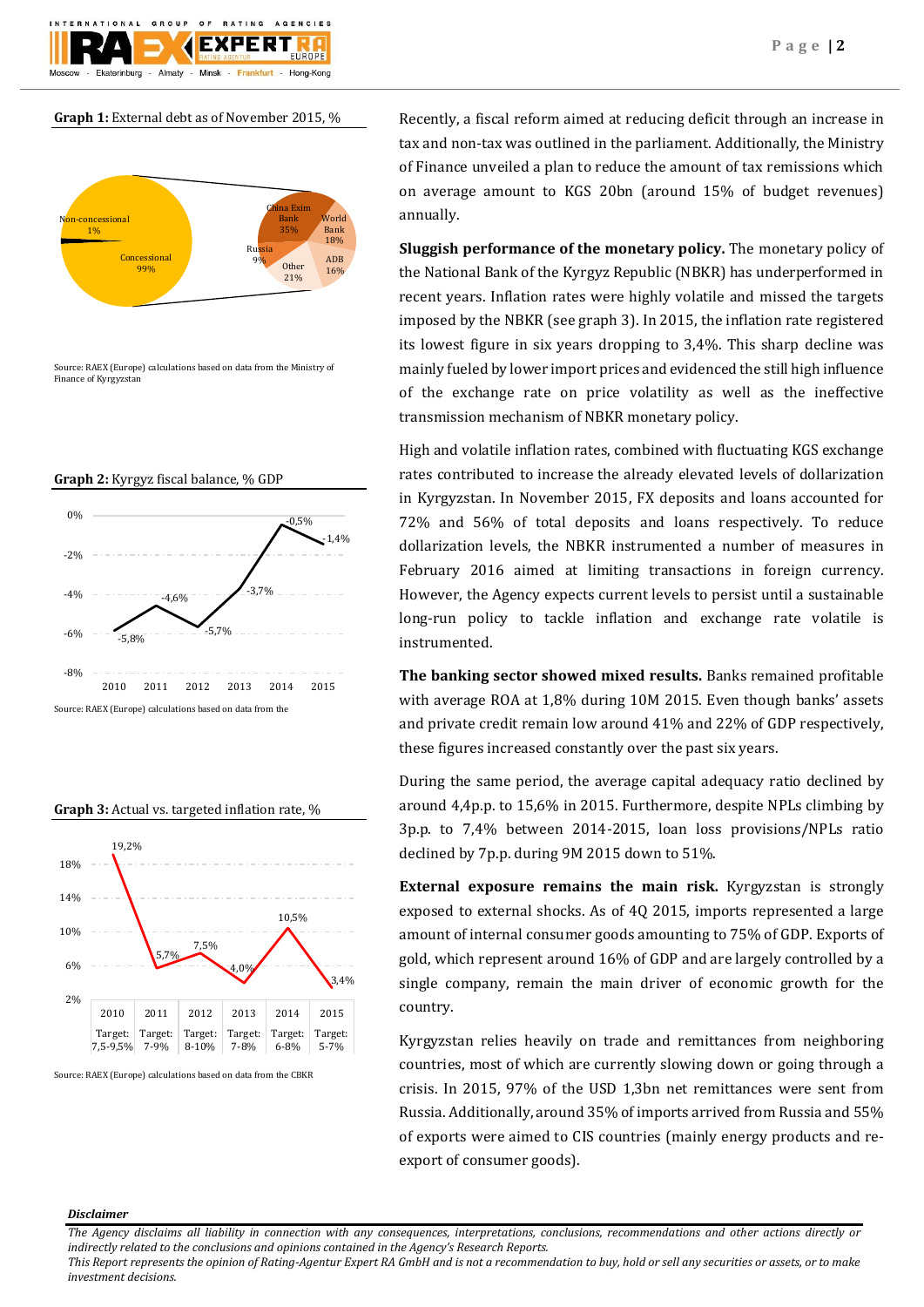**Graph 1:** External debt as of November 2015, %

Source: RAEX (Europe) calculations based on data from the Ministry of Finance of Kyrgyzstan

**Graph 2:** Kyrgyz fiscal balance, % GDP

Source: RAEX (Europe) calculations based on data from the

**Graph 3:** Actual vs. targeted inflation rate, %

| 2010 | 2011 | 2012 | 2013 | 2014 | 2015 |
|---|---|---|---|---|---|
| Target: 7,5-9,5% | Target: 7-9% | Target: 8-10% | Target: 7-8% | Target: 6-8% | Target: 5-7% |

Source: RAEX (Europe) calculations based on data from the CBKR

Recently, a fiscal reform aimed at reducing deficit through an increase in tax and non-tax was outlined in the parliament. Additionally, the Ministry of Finance unveiled a plan to reduce the amount of tax remissions which on average amount to KGS 20bn (around 15% of budget revenues) annually.

**Sluggish performance of the monetary policy.** The monetary policy of the National Bank of the Kyrgyz Republic (NBKR) has underperformed in recent years. Inflation rates were highly volatile and missed the targets imposed by the NBKR (see graph 3). In 2015, the inflation rate registered its lowest figure in six years dropping to 3,4%. This sharp decline was mainly fueled by lower import prices and evidenced the still high influence of the exchange rate on price volatility as well as the ineffective transmission mechanism of NBKR monetary policy.

High and volatile inflation rates, combined with fluctuating KGS exchange rates contributed to increase the already elevated levels of dollarization in Kyrgyzstan. In November 2015, FX deposits and loans accounted for 72% and 56% of total deposits and loans respectively. To reduce dollarization levels, the NBKR instrumented a number of measures in February 2016 aimed at limiting transactions in foreign currency. However, the Agency expects current levels to persist until a sustainable long-run policy to tackle inflation and exchange rate volatile is instrumented.

**The banking sector showed mixed results.** Banks remained profitable with average ROA at 1,8% during 10M 2015. Even though banks' assets and private credit remain low around 41% and 22% of GDP respectively, these figures increased constantly over the past six years.

During the same period, the average capital adequacy ratio declined by around 4,4p.p. to 15,6% in 2015. Furthermore, despite NPLs climbing by 3p.p. to 7,4% between 2014-2015, loan loss provisions/NPLs ratio declined by 7p.p. during 9M 2015 down to 51%.

**External exposure remains the main risk.** Kyrgyzstan is strongly exposed to external shocks. As of 4Q 2015, imports represented a large amount of internal consumer goods amounting to 75% of GDP. Exports of gold, which represent around 16% of GDP and are largely controlled by a single company, remain the main driver of economic growth for the country.

Kyrgyzstan relies heavily on trade and remittances from neighboring countries, most of which are currently slowing down or going through a crisis. In 2015, 97% of the USD 1,3bn net remittances were sent from Russia. Additionally, around 35% of imports arrived from Russia and 55% of exports were aimed to CIS countries (mainly energy products and re-export of consumer goods).

***Disclaimer***

*The Agency disclaims all liability in connection with any consequences, interpretations, conclusions, recommendations and other actions directly or indirectly related to the conclusions and opinions contained in the Agency's Research Reports.*
*This Report represents the opinion of Rating-Agentur Expert RA GmbH and is not a recommendation to buy, hold or sell any securities or assets, or to make investment decisions.*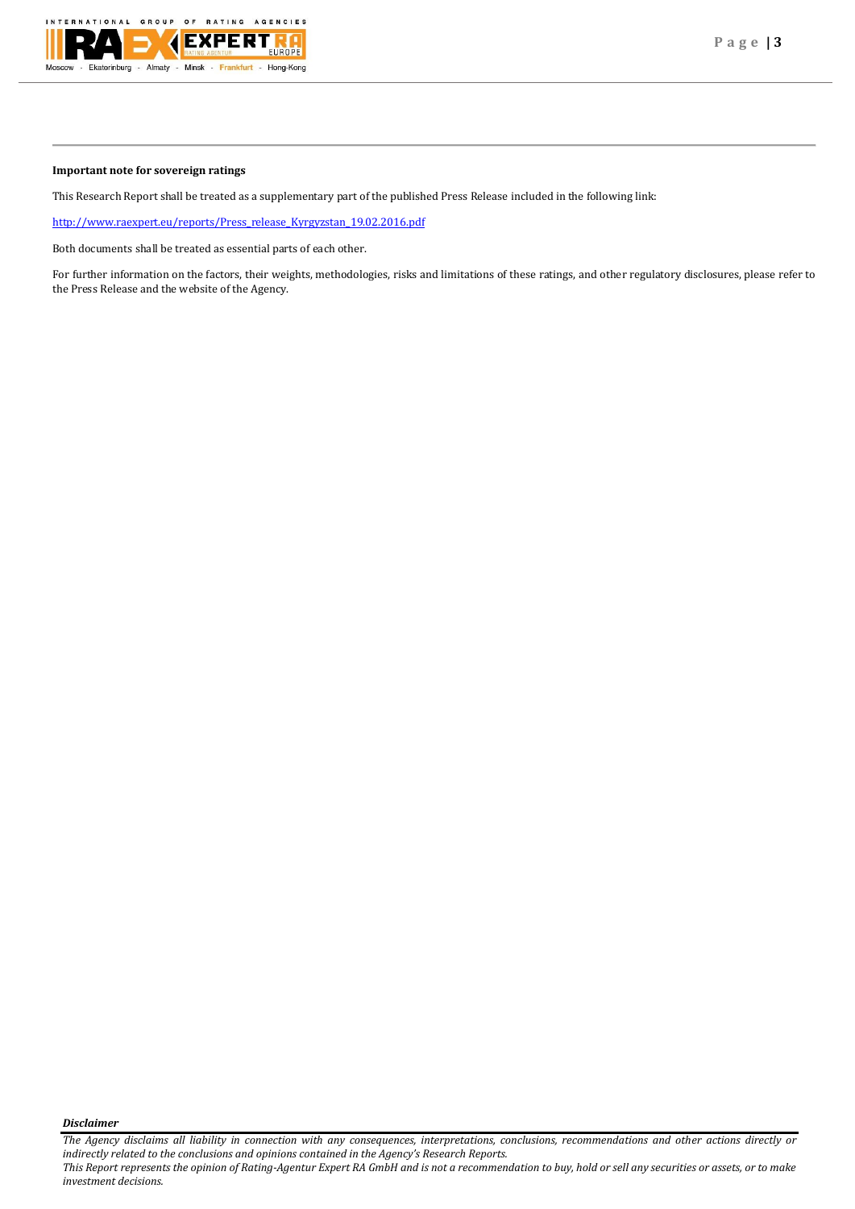**Important note for sovereign ratings**

This Research Report shall be treated as a supplementary part of the published Press Release included in the following link:

http://www.raexpert.eu/reports/Press_release_Kyrgyzstan_19.02.2016.pdf

Both documents shall be treated as essential parts of each other.

For further information on the factors, their weights, methodologies, risks and limitations of these ratings, and other regulatory disclosures, please refer to the Press Release and the website of the Agency.

***Disclaimer***

*The Agency disclaims all liability in connection with any consequences, interpretations, conclusions, recommendations and other actions directly or indirectly related to the conclusions and opinions contained in the Agency's Research Reports.*

*This Report represents the opinion of Rating-Agentur Expert RA GmbH and is not a recommendation to buy, hold or sell any securities or assets, or to make investment decisions.*